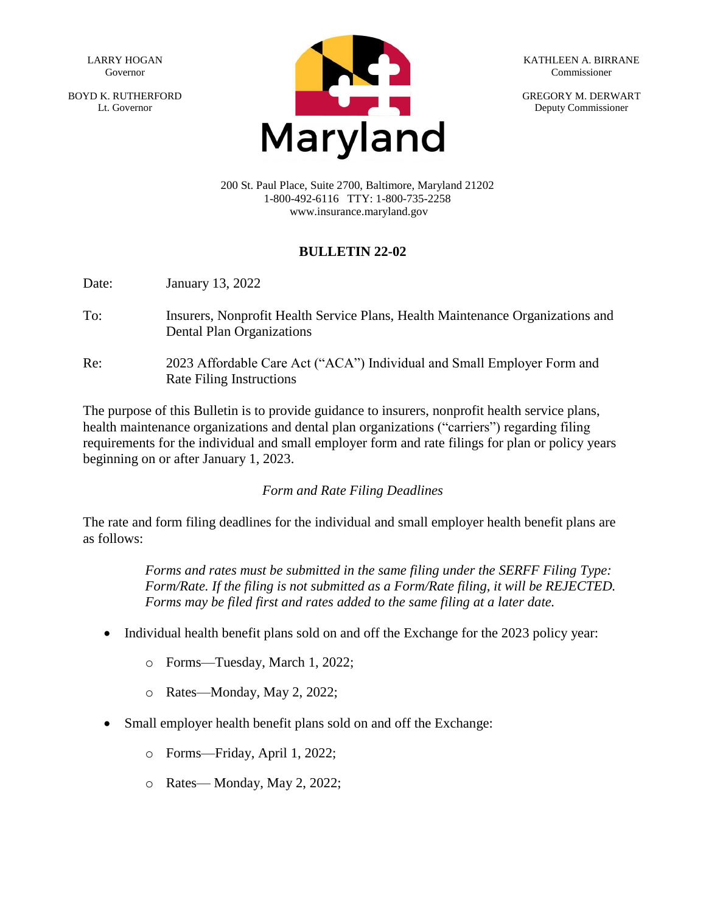LARRY HOGAN
Governor

BOYD K. RUTHERFORD
Lt. Governor

Maryland

KATHLEEN A. BIRRANE
Commissioner

GREGORY M. DERWART
Deputy Commissioner

200 St. Paul Place, Suite 2700, Baltimore, Maryland 21202
1-800-492-6116 TTY: 1-800-735-2258
www.insurance.maryland.gov

## BULLETIN 22-02

Date: January 13, 2022

To: Insurers, Nonprofit Health Service Plans, Health Maintenance Organizations and Dental Plan Organizations

Re: 2023 Affordable Care Act ("ACA") Individual and Small Employer Form and Rate Filing Instructions

The purpose of this Bulletin is to provide guidance to insurers, nonprofit health service plans, health maintenance organizations and dental plan organizations ("carriers") regarding filing requirements for the individual and small employer form and rate filings for plan or policy years beginning on or after January 1, 2023.

*Form and Rate Filing Deadlines*

The rate and form filing deadlines for the individual and small employer health benefit plans are as follows:

> *Forms and rates must be submitted in the same filing under the SERFF Filing Type: Form/Rate. If the filing is not submitted as a Form/Rate filing, it will be REJECTED. Forms may be filed first and rates added to the same filing at a later date.*

- Individual health benefit plans sold on and off the Exchange for the 2023 policy year:
  - Forms—Tuesday, March 1, 2022;
  - Rates—Monday, May 2, 2022;
- Small employer health benefit plans sold on and off the Exchange:
  - Forms—Friday, April 1, 2022;
  - Rates— Monday, May 2, 2022;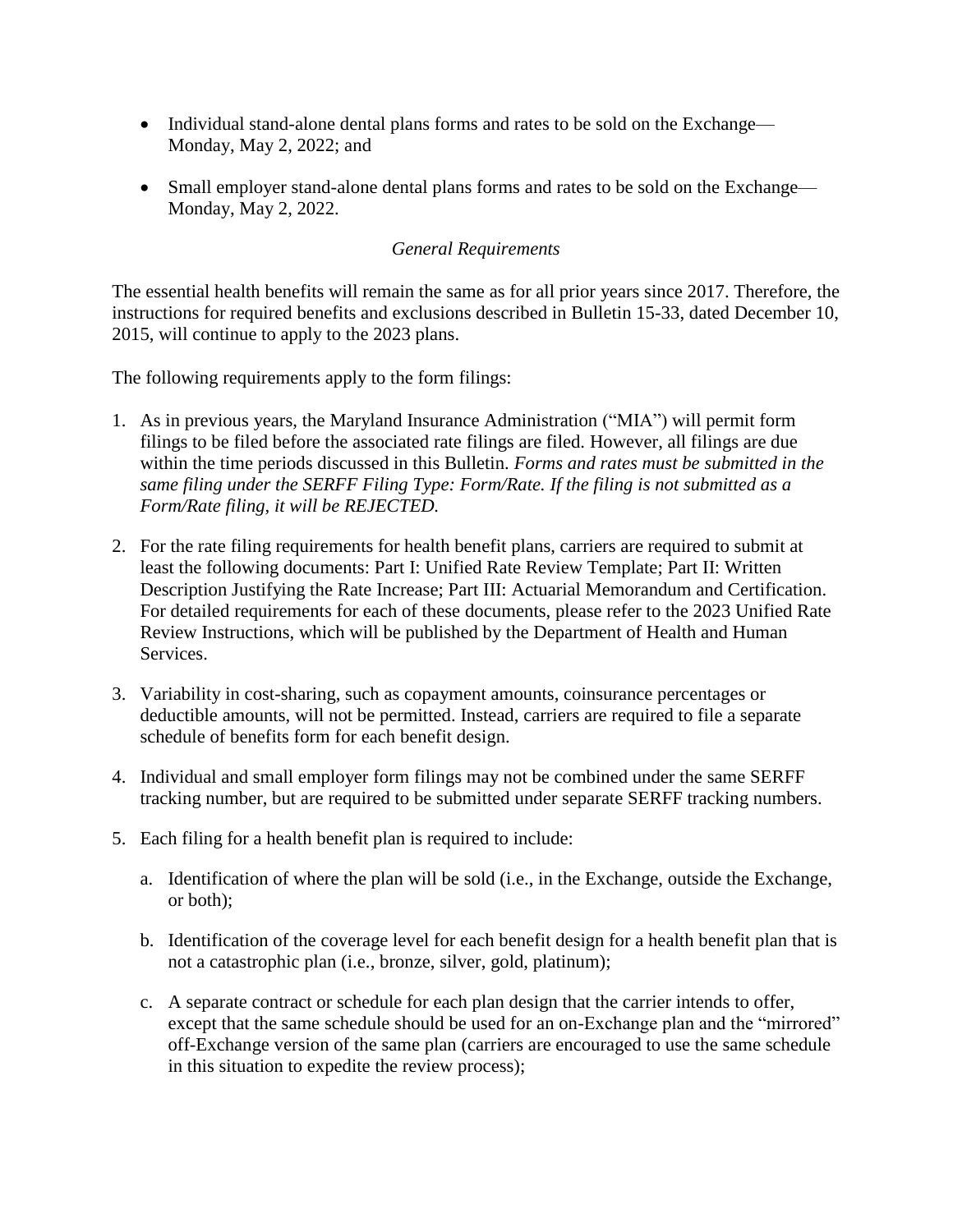- Individual stand-alone dental plans forms and rates to be sold on the Exchange—Monday, May 2, 2022; and
- Small employer stand-alone dental plans forms and rates to be sold on the Exchange—Monday, May 2, 2022.

*General Requirements*

The essential health benefits will remain the same as for all prior years since 2017. Therefore, the instructions for required benefits and exclusions described in Bulletin 15-33, dated December 10, 2015, will continue to apply to the 2023 plans.

The following requirements apply to the form filings:

1. As in previous years, the Maryland Insurance Administration ("MIA") will permit form filings to be filed before the associated rate filings are filed. However, all filings are due within the time periods discussed in this Bulletin. *Forms and rates must be submitted in the same filing under the SERFF Filing Type: Form/Rate. If the filing is not submitted as a Form/Rate filing, it will be REJECTED.*

2. For the rate filing requirements for health benefit plans, carriers are required to submit at least the following documents: Part I: Unified Rate Review Template; Part II: Written Description Justifying the Rate Increase; Part III: Actuarial Memorandum and Certification. For detailed requirements for each of these documents, please refer to the 2023 Unified Rate Review Instructions, which will be published by the Department of Health and Human Services.

3. Variability in cost-sharing, such as copayment amounts, coinsurance percentages or deductible amounts, will not be permitted. Instead, carriers are required to file a separate schedule of benefits form for each benefit design.

4. Individual and small employer form filings may not be combined under the same SERFF tracking number, but are required to be submitted under separate SERFF tracking numbers.

5. Each filing for a health benefit plan is required to include:

   a. Identification of where the plan will be sold (i.e., in the Exchange, outside the Exchange, or both);

   b. Identification of the coverage level for each benefit design for a health benefit plan that is not a catastrophic plan (i.e., bronze, silver, gold, platinum);

   c. A separate contract or schedule for each plan design that the carrier intends to offer, except that the same schedule should be used for an on-Exchange plan and the "mirrored" off-Exchange version of the same plan (carriers are encouraged to use the same schedule in this situation to expedite the review process);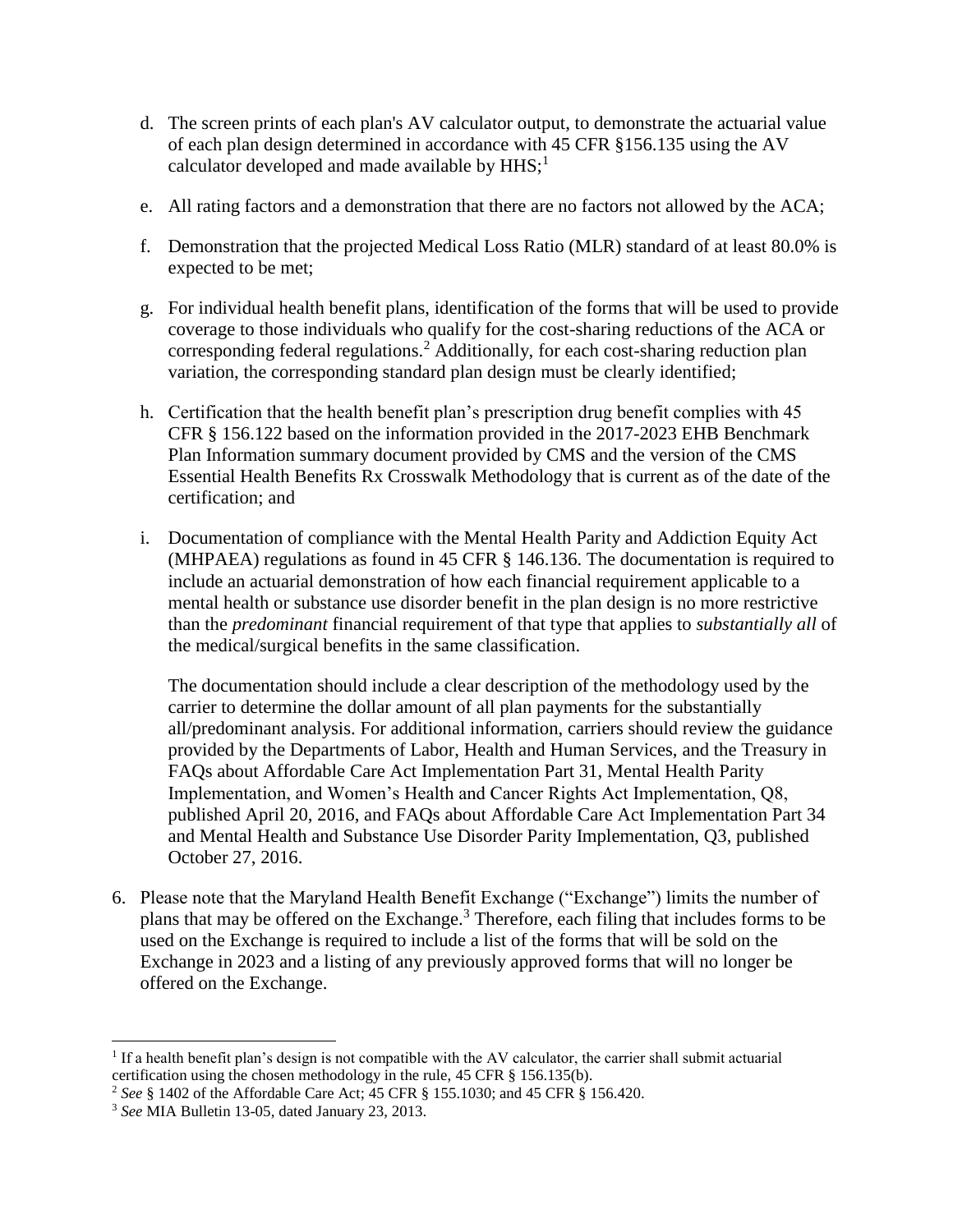d. The screen prints of each plan's AV calculator output, to demonstrate the actuarial value of each plan design determined in accordance with 45 CFR §156.135 using the AV calculator developed and made available by HHS;[1]

e. All rating factors and a demonstration that there are no factors not allowed by the ACA;

f. Demonstration that the projected Medical Loss Ratio (MLR) standard of at least 80.0% is expected to be met;

g. For individual health benefit plans, identification of the forms that will be used to provide coverage to those individuals who qualify for the cost-sharing reductions of the ACA or corresponding federal regulations.[2] Additionally, for each cost-sharing reduction plan variation, the corresponding standard plan design must be clearly identified;

h. Certification that the health benefit plan's prescription drug benefit complies with 45 CFR § 156.122 based on the information provided in the 2017-2023 EHB Benchmark Plan Information summary document provided by CMS and the version of the CMS Essential Health Benefits Rx Crosswalk Methodology that is current as of the date of the certification; and

i. Documentation of compliance with the Mental Health Parity and Addiction Equity Act (MHPAEA) regulations as found in 45 CFR § 146.136. The documentation is required to include an actuarial demonstration of how each financial requirement applicable to a mental health or substance use disorder benefit in the plan design is no more restrictive than the *predominant* financial requirement of that type that applies to *substantially all* of the medical/surgical benefits in the same classification.

   The documentation should include a clear description of the methodology used by the carrier to determine the dollar amount of all plan payments for the substantially all/predominant analysis. For additional information, carriers should review the guidance provided by the Departments of Labor, Health and Human Services, and the Treasury in FAQs about Affordable Care Act Implementation Part 31, Mental Health Parity Implementation, and Women's Health and Cancer Rights Act Implementation, Q8, published April 20, 2016, and FAQs about Affordable Care Act Implementation Part 34 and Mental Health and Substance Use Disorder Parity Implementation, Q3, published October 27, 2016.

6. Please note that the Maryland Health Benefit Exchange ("Exchange") limits the number of plans that may be offered on the Exchange.[3] Therefore, each filing that includes forms to be used on the Exchange is required to include a list of the forms that will be sold on the Exchange in 2023 and a listing of any previously approved forms that will no longer be offered on the Exchange.

---

[1] If a health benefit plan's design is not compatible with the AV calculator, the carrier shall submit actuarial certification using the chosen methodology in the rule, 45 CFR § 156.135(b).

[2] *See* § 1402 of the Affordable Care Act; 45 CFR § 155.1030; and 45 CFR § 156.420.

[3] *See* MIA Bulletin 13-05, dated January 23, 2013.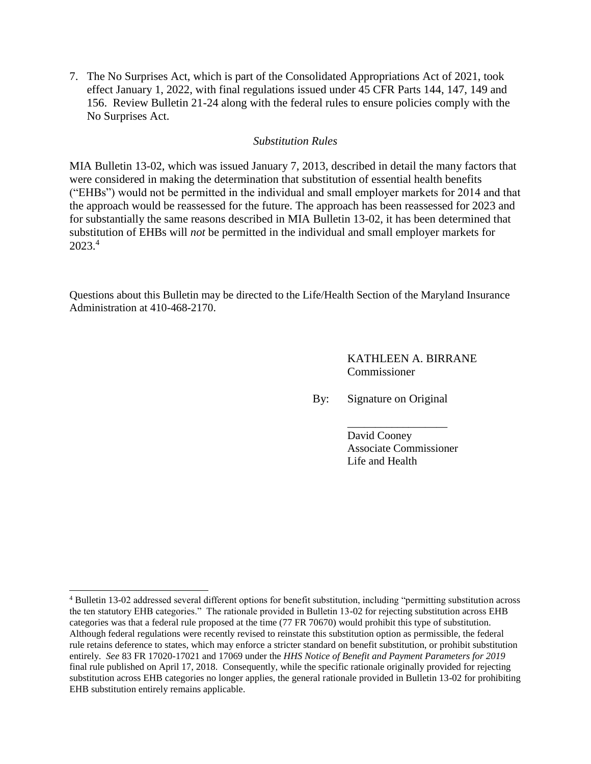7. The No Surprises Act, which is part of the Consolidated Appropriations Act of 2021, took effect January 1, 2022, with final regulations issued under 45 CFR Parts 144, 147, 149 and 156. Review Bulletin 21-24 along with the federal rules to ensure policies comply with the No Surprises Act.

*Substitution Rules*

MIA Bulletin 13-02, which was issued January 7, 2013, described in detail the many factors that were considered in making the determination that substitution of essential health benefits ("EHBs") would not be permitted in the individual and small employer markets for 2014 and that the approach would be reassessed for the future. The approach has been reassessed for 2023 and for substantially the same reasons described in MIA Bulletin 13-02, it has been determined that substitution of EHBs will *not* be permitted in the individual and small employer markets for 2023.[4]

Questions about this Bulletin may be directed to the Life/Health Section of the Maryland Insurance Administration at 410-468-2170.

KATHLEEN A. BIRRANE
Commissioner

By: Signature on Original

\_\_\_\_\_\_\_\_\_\_\_\_\_\_\_\_\_\_
David Cooney
Associate Commissioner
Life and Health

---

[4] Bulletin 13-02 addressed several different options for benefit substitution, including "permitting substitution across the ten statutory EHB categories." The rationale provided in Bulletin 13-02 for rejecting substitution across EHB categories was that a federal rule proposed at the time (77 FR 70670) would prohibit this type of substitution. Although federal regulations were recently revised to reinstate this substitution option as permissible, the federal rule retains deference to states, which may enforce a stricter standard on benefit substitution, or prohibit substitution entirely. *See* 83 FR 17020-17021 and 17069 under the *HHS Notice of Benefit and Payment Parameters for 2019* final rule published on April 17, 2018. Consequently, while the specific rationale originally provided for rejecting substitution across EHB categories no longer applies, the general rationale provided in Bulletin 13-02 for prohibiting EHB substitution entirely remains applicable.